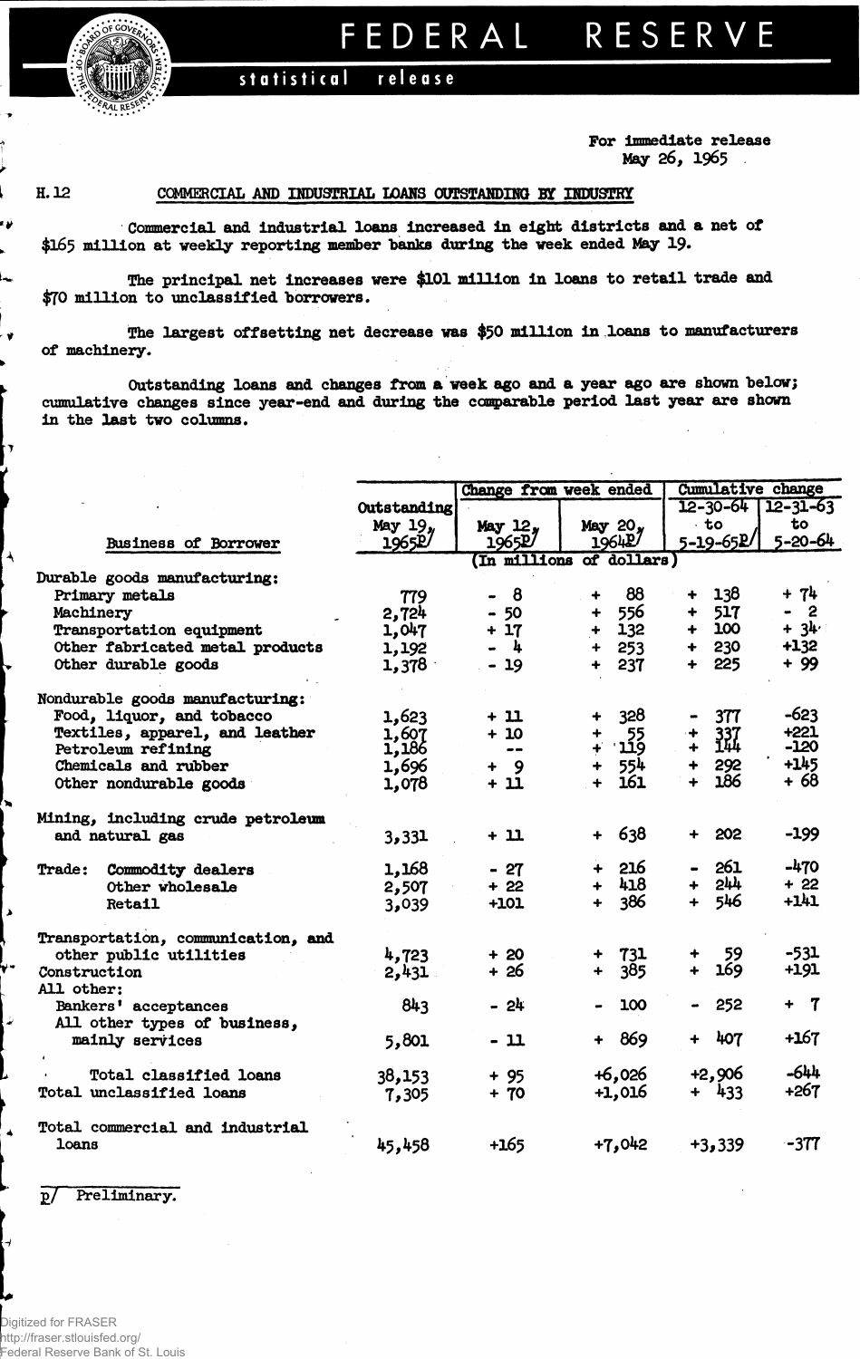# FEDERAL RESERVE

statistical release

For immediate release
May 26, 1965

H.12

## COMMERCIAL AND INDUSTRIAL LOANS OUTSTANDING BY INDUSTRY

Commercial and industrial loans increased in eight districts and a net of $165 million at weekly reporting member banks during the week ended May 19.

The principal net increases were $101 million in loans to retail trade and $70 million to unclassified borrowers.

The largest offsetting net decrease was $50 million in loans to manufacturers of machinery.

Outstanding loans and changes from a week ago and a year ago are shown below; cumulative changes since year-end and during the comparable period last year are shown in the last two columns.

| Business of Borrower | Outstanding May 19, 1965p/ | Change from week ended | | Cumulative change | |
|---|---|---|---|---|---|
| | | May 12, 1965p/ | May 20, 1964p/ | 12-30-64 to 5-19-65p/ | 12-31-63 to 5-20-64 |
| | (In millions of dollars) | | | | |
| **Durable goods manufacturing:** | | | | | |
| Primary metals | 779 | - 8 | + 88 | + 138 | + 74 |
| Machinery | 2,724 | - 50 | + 556 | + 517 | - 2 |
| Transportation equipment | 1,047 | + 17 | + 132 | + 100 | + 34 |
| Other fabricated metal products | 1,192 | - 4 | + 253 | + 230 | +132 |
| Other durable goods | 1,378 | - 19 | + 237 | + 225 | + 99 |
| **Nondurable goods manufacturing:** | | | | | |
| Food, liquor, and tobacco | 1,623 | + 11 | + 328 | - 377 | -623 |
| Textiles, apparel, and leather | 1,607 | + 10 | + 55 | + 337 | +221 |
| Petroleum refining | 1,186 | -- | + 119 | + 144 | -120 |
| Chemicals and rubber | 1,696 | + 9 | + 554 | + 292 | +145 |
| Other nondurable goods | 1,078 | + 11 | + 161 | + 186 | + 68 |
| Mining, including crude petroleum and natural gas | 3,331 | + 11 | + 638 | + 202 | -199 |
| Trade: Commodity dealers | 1,168 | - 27 | + 216 | - 261 | -470 |
| Other wholesale | 2,507 | + 22 | + 418 | + 244 | + 22 |
| Retail | 3,039 | +101 | + 386 | + 546 | +141 |
| Transportation, communication, and other public utilities | 4,723 | + 20 | + 731 | + 59 | -531 |
| Construction | 2,431 | + 26 | + 385 | + 169 | +191 |
| **All other:** | | | | | |
| Bankers' acceptances | 843 | - 24 | - 100 | - 252 | + 7 |
| All other types of business, mainly services | 5,801 | - 11 | + 869 | + 407 | +167 |
| Total classified loans | 38,153 | + 95 | +6,026 | +2,906 | -644 |
| Total unclassified loans | 7,305 | + 70 | +1,016 | + 433 | +267 |
| Total commercial and industrial loans | 45,458 | +165 | +7,042 | +3,339 | -377 |

p/ Preliminary.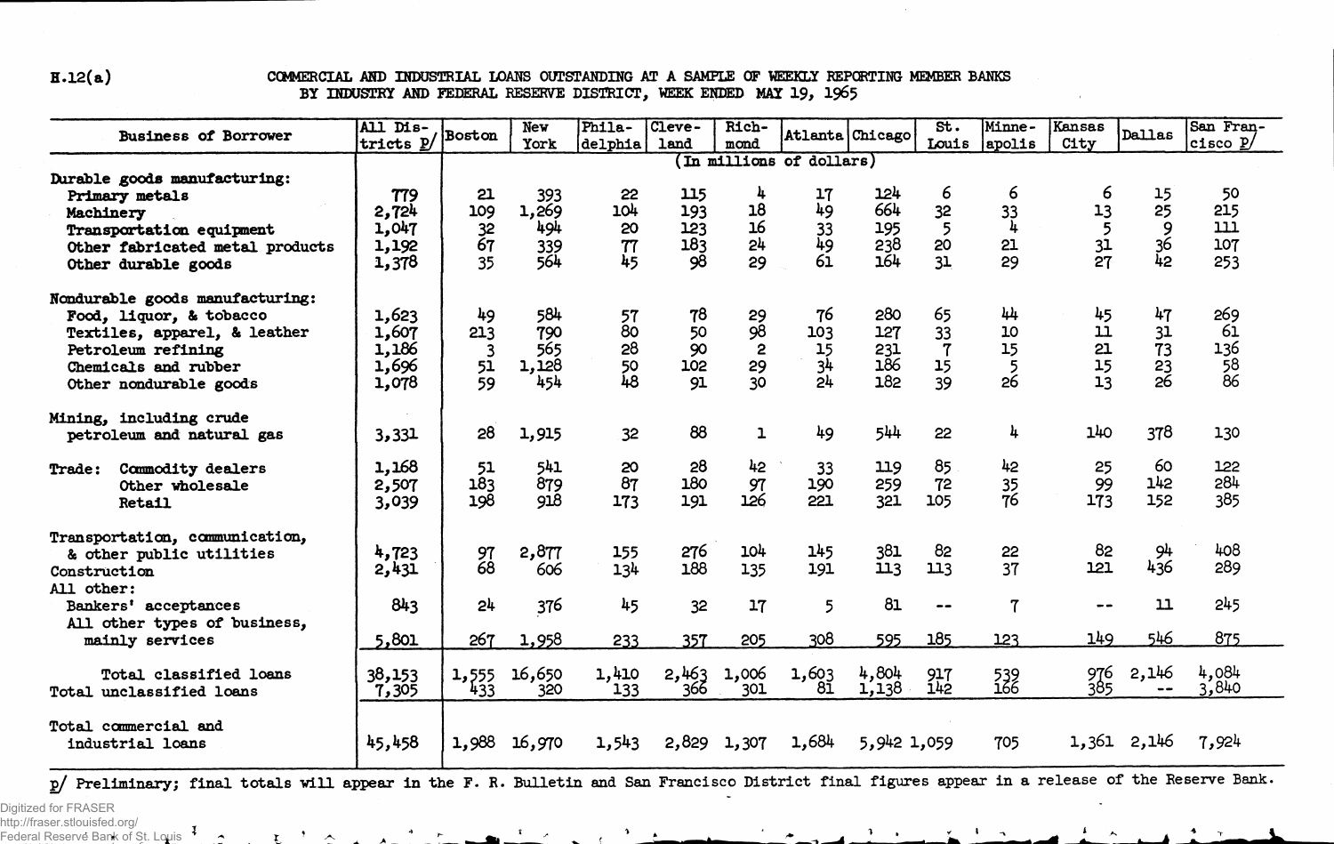H.12(a)

## COMMERCIAL AND INDUSTRIAL LOANS OUTSTANDING AT A SAMPLE OF WEEKLY REPORTING MEMBER BANKS BY INDUSTRY AND FEDERAL RESERVE DISTRICT, WEEK ENDED MAY 19, 1965

| Business of Borrower | All Districts p/ | Boston | New York | Philadelphia | Cleveland | Richmond | Atlanta | Chicago | St. Louis | Minneapolis | Kansas City | Dallas | San Francisco p/ |
|---|---|---|---|---|---|---|---|---|---|---|---|---|---|
| | | (In millions of dollars) | | | | | | | | | | | |
| **Durable goods manufacturing:** | | | | | | | | | | | | | |
| Primary metals | 779 | 21 | 393 | 22 | 115 | 4 | 17 | 124 | 6 | 6 | 6 | 15 | 50 |
| Machinery | 2,724 | 109 | 1,269 | 104 | 193 | 18 | 49 | 664 | 32 | 33 | 13 | 25 | 215 |
| Transportation equipment | 1,047 | 32 | 494 | 20 | 123 | 16 | 33 | 195 | 5 | 4 | 5 | 9 | 111 |
| Other fabricated metal products | 1,192 | 67 | 339 | 77 | 183 | 24 | 49 | 238 | 20 | 21 | 31 | 36 | 107 |
| Other durable goods | 1,378 | 35 | 564 | 45 | 98 | 29 | 61 | 164 | 31 | 29 | 27 | 42 | 253 |
| **Nondurable goods manufacturing:** | | | | | | | | | | | | | |
| Food, liquor, & tobacco | 1,623 | 49 | 584 | 57 | 78 | 29 | 76 | 280 | 65 | 44 | 45 | 47 | 269 |
| Textiles, apparel, & leather | 1,607 | 213 | 790 | 80 | 50 | 98 | 103 | 127 | 33 | 10 | 11 | 31 | 61 |
| Petroleum refining | 1,186 | 3 | 565 | 28 | 90 | 2 | 15 | 231 | 7 | 15 | 21 | 73 | 136 |
| Chemicals and rubber | 1,696 | 51 | 1,128 | 50 | 102 | 29 | 34 | 186 | 15 | 5 | 15 | 23 | 58 |
| Other nondurable goods | 1,078 | 59 | 454 | 48 | 91 | 30 | 24 | 182 | 39 | 26 | 13 | 26 | 86 |
| Mining, including crude petroleum and natural gas | 3,331 | 28 | 1,915 | 32 | 88 | 1 | 49 | 544 | 22 | 4 | 140 | 378 | 130 |
| **Trade:** Commodity dealers | 1,168 | 51 | 541 | 20 | 28 | 42 | 33 | 119 | 85 | 42 | 25 | 60 | 122 |
| Other wholesale | 2,507 | 183 | 879 | 87 | 180 | 97 | 190 | 259 | 72 | 35 | 99 | 142 | 284 |
| Retail | 3,039 | 198 | 918 | 173 | 191 | 126 | 221 | 321 | 105 | 76 | 173 | 152 | 385 |
| Transportation, communication, & other public utilities | 4,723 | 97 | 2,877 | 155 | 276 | 104 | 145 | 381 | 82 | 22 | 82 | 94 | 408 |
| Construction | 2,431 | 68 | 606 | 134 | 188 | 135 | 191 | 113 | 113 | 37 | 121 | 436 | 289 |
| **All other:** | | | | | | | | | | | | | |
| Bankers' acceptances | 843 | 24 | 376 | 45 | 32 | 17 | 5 | 81 | -- | 7 | -- | 11 | 245 |
| All other types of business, mainly services | 5,801 | 267 | 1,958 | 233 | 357 | 205 | 308 | 595 | 185 | 123 | 149 | 546 | 875 |
| Total classified loans | 38,153 | 1,555 | 16,650 | 1,410 | 2,463 | 1,006 | 1,603 | 4,804 | 917 | 539 | 976 | 2,146 | 4,084 |
| Total unclassified loans | 7,305 | 433 | 320 | 133 | 366 | 301 | 81 | 1,138 | 142 | 166 | 385 | -- | 3,840 |
| Total commercial and industrial loans | 45,458 | 1,988 | 16,970 | 1,543 | 2,829 | 1,307 | 1,684 | 5,942 | 1,059 | 705 | 1,361 | 2,146 | 7,924 |

p/ Preliminary; final totals will appear in the F. R. Bulletin and San Francisco District final figures appear in a release of the Reserve Bank.